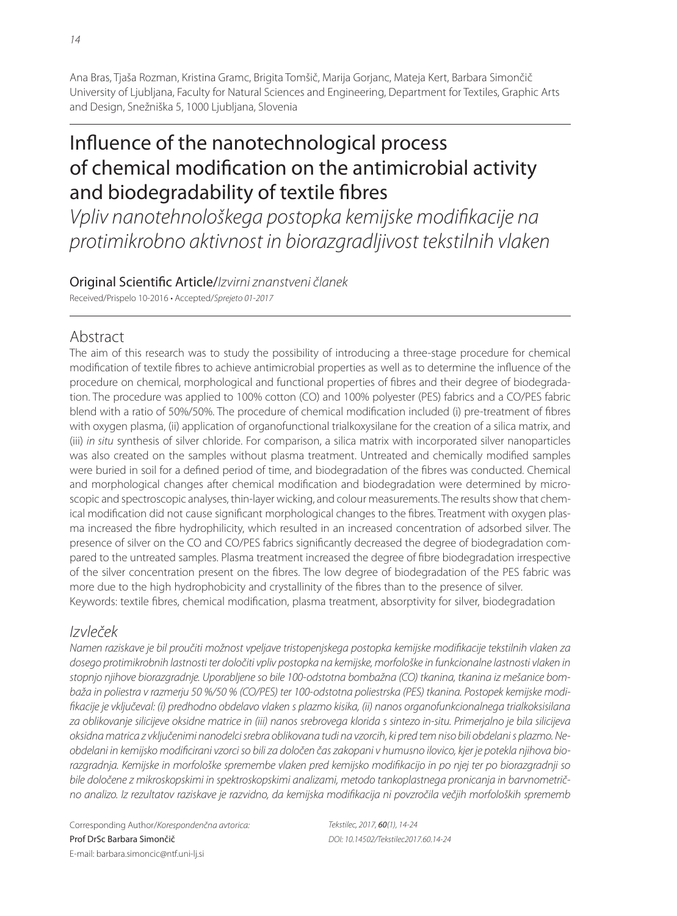Ana Bras, Tjaša Rozman, Kristina Gramc, Brigita Tomšič, Marija Gorjanc, Mateja Kert, Barbara Simončič
University of Ljubljana, Faculty for Natural Sciences and Engineering, Department for Textiles, Graphic Arts and Design, Snežniška 5, 1000 Ljubljana, Slovenia

# Influence of the nanotechnological process of chemical modification on the antimicrobial activity and biodegradability of textile fibres

*Vpliv nanotehnološkega postopka kemijske modifikacije na protimikrobno aktivnost in biorazgradljivost tekstilnih vlaken*

Original Scientific Article/*Izvirni znanstveni članek*

Received/Prispelo 10-2016 • Accepted/*Sprejeto 01-2017*

## Abstract

The aim of this research was to study the possibility of introducing a three-stage procedure for chemical modification of textile fibres to achieve antimicrobial properties as well as to determine the influence of the procedure on chemical, morphological and functional properties of fibres and their degree of biodegradation. The procedure was applied to 100% cotton (CO) and 100% polyester (PES) fabrics and a CO/PES fabric blend with a ratio of 50%/50%. The procedure of chemical modification included (i) pre-treatment of fibres with oxygen plasma, (ii) application of organofunctional trialkoxysilane for the creation of a silica matrix, and (iii) *in situ* synthesis of silver chloride. For comparison, a silica matrix with incorporated silver nanoparticles was also created on the samples without plasma treatment. Untreated and chemically modified samples were buried in soil for a defined period of time, and biodegradation of the fibres was conducted. Chemical and morphological changes after chemical modification and biodegradation were determined by microscopic and spectroscopic analyses, thin-layer wicking, and colour measurements. The results show that chemical modification did not cause significant morphological changes to the fibres. Treatment with oxygen plasma increased the fibre hydrophilicity, which resulted in an increased concentration of adsorbed silver. The presence of silver on the CO and CO/PES fabrics significantly decreased the degree of biodegradation compared to the untreated samples. Plasma treatment increased the degree of fibre biodegradation irrespective of the silver concentration present on the fibres. The low degree of biodegradation of the PES fabric was more due to the high hydrophobicity and crystallinity of the fibres than to the presence of silver.

Keywords: textile fibres, chemical modification, plasma treatment, absorptivity for silver, biodegradation

## *Izvleček*

*Namen raziskave je bil proučiti možnost vpeljave tristopenjskega postopka kemijske modifikacije tekstilnih vlaken za dosego protimikrobnih lastnosti ter določiti vpliv postopka na kemijske, morfološke in funkcionalne lastnosti vlaken in stopnjo njihove biorazgradnje. Uporabljene so bile 100-odstotna bombažna (CO) tkanina, tkanina iz mešanice bombaža in poliestra v razmerju 50 %/50 % (CO/PES) ter 100-odstotna poliestrska (PES) tkanina. Postopek kemijske modifikacije je vključeval: (i) predhodno obdelavo vlaken s plazmo kisika, (ii) nanos organofunkcionalnega trialkoksisilana za oblikovanje silicijeve oksidne matrice in (iii) nanos srebrovega klorida s sintezo in-situ. Primerjalno je bila silicijeva oksidna matrica z vključenimi nanodelci srebra oblikovana tudi na vzorcih, ki pred tem niso bili obdelani s plazmo. Neobdelani in kemijsko modificirani vzorci so bili za določen čas zakopani v humusno ilovico, kjer je potekla njihova biorazgradnja. Kemijske in morfološke spremembe vlaken pred kemijsko modifikacijo in po njej ter po biorazgradnji so bile določene z mikroskopskimi in spektroskopskimi analizami, metodo tankoplastnega pronicanja in barvnometrično analizo. Iz rezultatov raziskave je razvidno, da kemijska modifikacija ni povzročila večjih morfoloških sprememb*

Corresponding Author/*Korespondenčna avtorica:*
Prof DrSc Barbara Simončič
E-mail: barbara.simoncic@ntf.uni-lj.si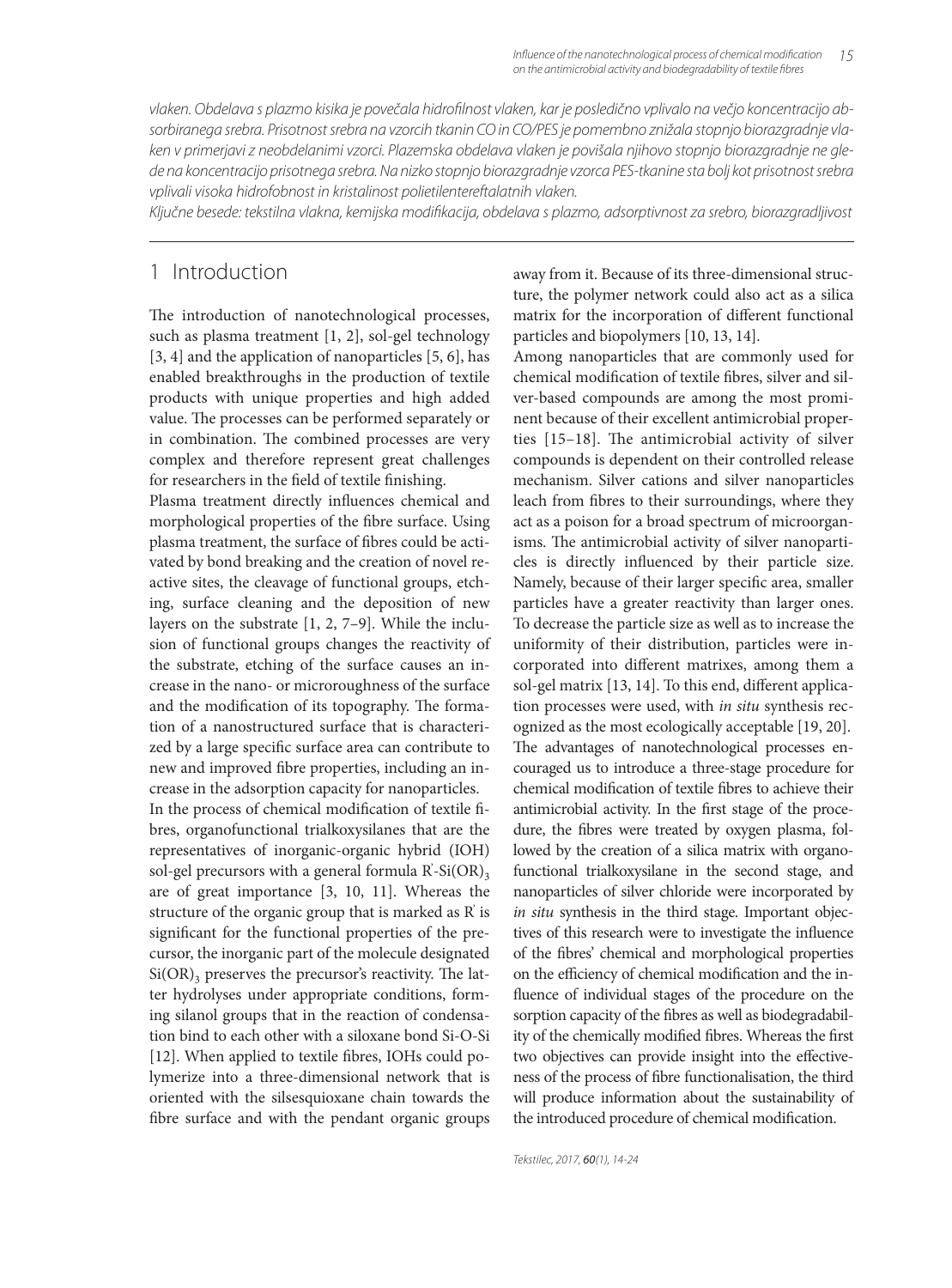*vlaken. Obdelava s plazmo kisika je povečala hidrofilnost vlaken, kar je posledično vplivalo na večjo koncentracijo absorbiranega srebra. Prisotnost srebra na vzorcih tkanin CO in CO/PES je pomembno znižala stopnjo biorazgradnje vlaken v primerjavi z neobdelanimi vzorci. Plazemska obdelava vlaken je povišala njihovo stopnjo biorazgradnje ne glede na koncentracijo prisotnega srebra. Na nizko stopnjo biorazgradnje vzorca PES-tkanine sta bolj kot prisotnost srebra vplivali visoka hidrofobnost in kristalinost polietilentereftalatnih vlaken.*

*Ključne besede: tekstilna vlakna, kemijska modifikacija, obdelava s plazmo, adsorptivnost za srebro, biorazgradljivost*

## 1 Introduction

The introduction of nanotechnological processes, such as plasma treatment [1, 2], sol-gel technology [3, 4] and the application of nanoparticles [5, 6], has enabled breakthroughs in the production of textile products with unique properties and high added value. The processes can be performed separately or in combination. The combined processes are very complex and therefore represent great challenges for researchers in the field of textile finishing.

Plasma treatment directly influences chemical and morphological properties of the fibre surface. Using plasma treatment, the surface of fibres could be activated by bond breaking and the creation of novel reactive sites, the cleavage of functional groups, etching, surface cleaning and the deposition of new layers on the substrate [1, 2, 7–9]. While the inclusion of functional groups changes the reactivity of the substrate, etching of the surface causes an increase in the nano- or microroughness of the surface and the modification of its topography. The formation of a nanostructured surface that is characterized by a large specific surface area can contribute to new and improved fibre properties, including an increase in the adsorption capacity for nanoparticles.

In the process of chemical modification of textile fibres, organofunctional trialkoxysilanes that are the representatives of inorganic-organic hybrid (IOH) sol-gel precursors with a general formula $R'\text{-}Si(OR)_3$ are of great importance [3, 10, 11]. Whereas the structure of the organic group that is marked as $R'$ is significant for the functional properties of the precursor, the inorganic part of the molecule designated $Si(OR)_3$ preserves the precursor's reactivity. The latter hydrolyses under appropriate conditions, forming silanol groups that in the reaction of condensation bind to each other with a siloxane bond Si-O-Si [12]. When applied to textile fibres, IOHs could polymerize into a three-dimensional network that is oriented with the silsesquioxane chain towards the fibre surface and with the pendant organic groups away from it. Because of its three-dimensional structure, the polymer network could also act as a silica matrix for the incorporation of different functional particles and biopolymers [10, 13, 14].

Among nanoparticles that are commonly used for chemical modification of textile fibres, silver and silver-based compounds are among the most prominent because of their excellent antimicrobial properties [15–18]. The antimicrobial activity of silver compounds is dependent on their controlled release mechanism. Silver cations and silver nanoparticles leach from fibres to their surroundings, where they act as a poison for a broad spectrum of microorganisms. The antimicrobial activity of silver nanoparticles is directly influenced by their particle size. Namely, because of their larger specific area, smaller particles have a greater reactivity than larger ones. To decrease the particle size as well as to increase the uniformity of their distribution, particles were incorporated into different matrixes, among them a sol-gel matrix [13, 14]. To this end, different application processes were used, with *in situ* synthesis recognized as the most ecologically acceptable [19, 20]. The advantages of nanotechnological processes encouraged us to introduce a three-stage procedure for chemical modification of textile fibres to achieve their antimicrobial activity. In the first stage of the procedure, the fibres were treated by oxygen plasma, followed by the creation of a silica matrix with organofunctional trialkoxysilane in the second stage, and nanoparticles of silver chloride were incorporated by *in situ* synthesis in the third stage. Important objectives of this research were to investigate the influence of the fibres' chemical and morphological properties on the efficiency of chemical modification and the influence of individual stages of the procedure on the sorption capacity of the fibres as well as biodegradability of the chemically modified fibres. Whereas the first two objectives can provide insight into the effectiveness of the process of fibre functionalisation, the third will produce information about the sustainability of the introduced procedure of chemical modification.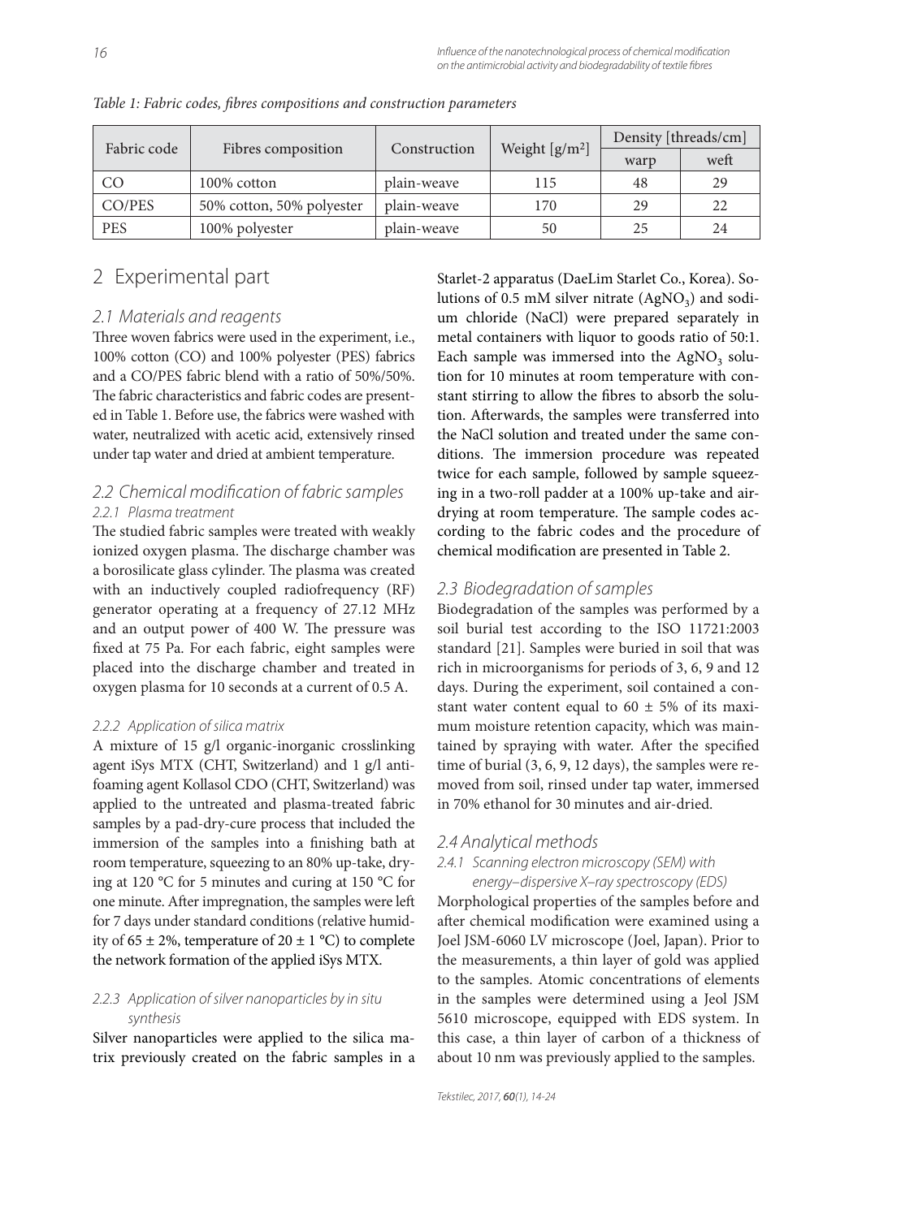Table 1: Fabric codes, fibres compositions and construction parameters

| Fabric code | Fibres composition | Construction | Weight [g/m²] | Density [threads/cm] | |
|---|---|---|---|---|---|
| | | | | warp | weft |
| CO | 100% cotton | plain-weave | 115 | 48 | 29 |
| CO/PES | 50% cotton, 50% polyester | plain-weave | 170 | 29 | 22 |
| PES | 100% polyester | plain-weave | 50 | 25 | 24 |

## 2 Experimental part

### 2.1 Materials and reagents

Three woven fabrics were used in the experiment, i.e., 100% cotton (CO) and 100% polyester (PES) fabrics and a CO/PES fabric blend with a ratio of 50%/50%. The fabric characteristics and fabric codes are presented in Table 1. Before use, the fabrics were washed with water, neutralized with acetic acid, extensively rinsed under tap water and dried at ambient temperature.

### 2.2 Chemical modification of fabric samples

#### 2.2.1 Plasma treatment

The studied fabric samples were treated with weakly ionized oxygen plasma. The discharge chamber was a borosilicate glass cylinder. The plasma was created with an inductively coupled radiofrequency (RF) generator operating at a frequency of 27.12 MHz and an output power of 400 W. The pressure was fixed at 75 Pa. For each fabric, eight samples were placed into the discharge chamber and treated in oxygen plasma for 10 seconds at a current of 0.5 A.

#### 2.2.2 Application of silica matrix

A mixture of 15 g/l organic-inorganic crosslinking agent iSys MTX (CHT, Switzerland) and 1 g/l antifoaming agent Kollasol CDO (CHT, Switzerland) was applied to the untreated and plasma-treated fabric samples by a pad-dry-cure process that included the immersion of the samples into a finishing bath at room temperature, squeezing to an 80% up-take, drying at 120 °C for 5 minutes and curing at 150 °C for one minute. After impregnation, the samples were left for 7 days under standard conditions (relative humidity of 65 ± 2%, temperature of 20 ± 1 °C) to complete the network formation of the applied iSys MTX.

#### 2.2.3 Application of silver nanoparticles by in situ synthesis

Silver nanoparticles were applied to the silica matrix previously created on the fabric samples in a Starlet-2 apparatus (DaeLim Starlet Co., Korea). Solutions of 0.5 mM silver nitrate ($AgNO_3$) and sodium chloride (NaCl) were prepared separately in metal containers with liquor to goods ratio of 50:1. Each sample was immersed into the $AgNO_3$ solution for 10 minutes at room temperature with constant stirring to allow the fibres to absorb the solution. Afterwards, the samples were transferred into the NaCl solution and treated under the same conditions. The immersion procedure was repeated twice for each sample, followed by sample squeezing in a two-roll padder at a 100% up-take and air-drying at room temperature. The sample codes according to the fabric codes and the procedure of chemical modification are presented in Table 2.

### 2.3 Biodegradation of samples

Biodegradation of the samples was performed by a soil burial test according to the ISO 11721:2003 standard [21]. Samples were buried in soil that was rich in microorganisms for periods of 3, 6, 9 and 12 days. During the experiment, soil contained a constant water content equal to 60 ± 5% of its maximum moisture retention capacity, which was maintained by spraying with water. After the specified time of burial (3, 6, 9, 12 days), the samples were removed from soil, rinsed under tap water, immersed in 70% ethanol for 30 minutes and air-dried.

### 2.4 Analytical methods

#### 2.4.1 Scanning electron microscopy (SEM) with energy–dispersive X–ray spectroscopy (EDS)

Morphological properties of the samples before and after chemical modification were examined using a Joel JSM-6060 LV microscope (Joel, Japan). Prior to the measurements, a thin layer of gold was applied to the samples. Atomic concentrations of elements in the samples were determined using a Jeol JSM 5610 microscope, equipped with EDS system. In this case, a thin layer of carbon of a thickness of about 10 nm was previously applied to the samples.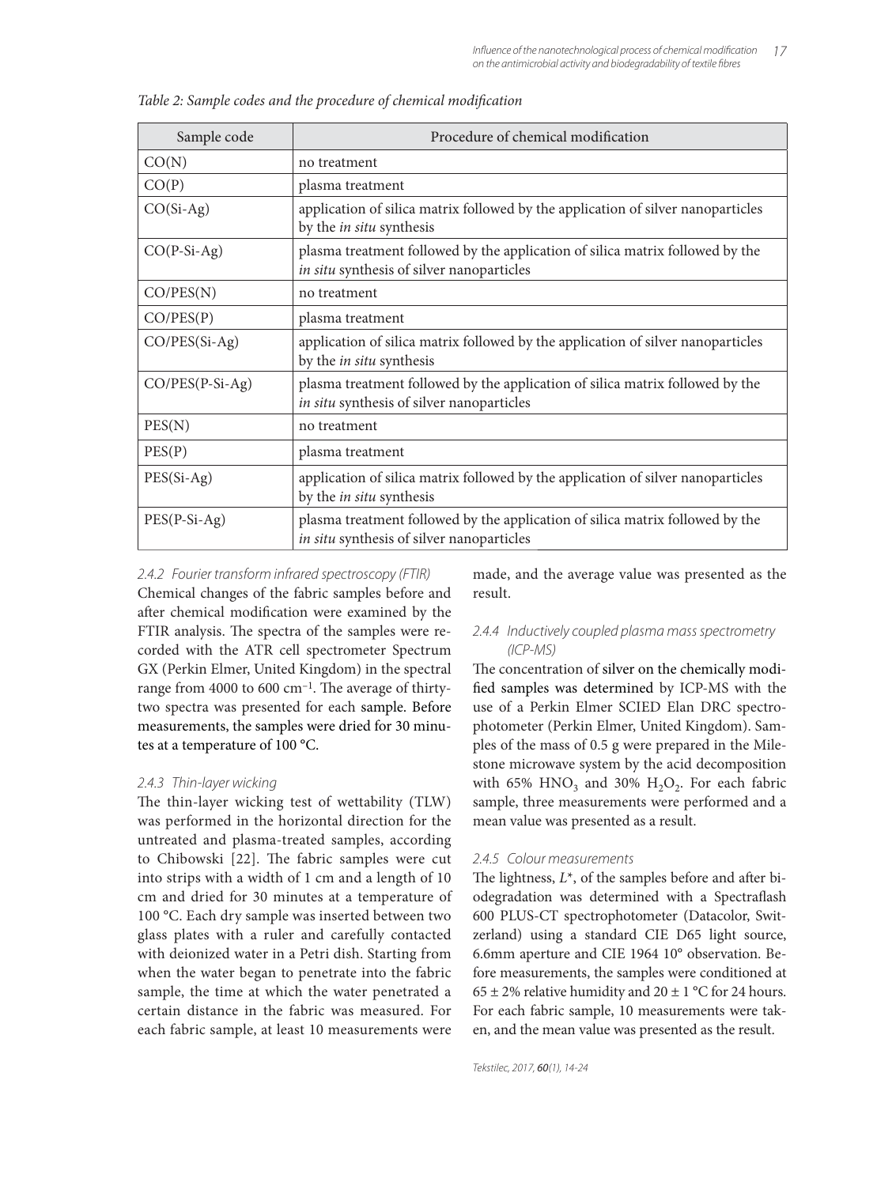*Table 2: Sample codes and the procedure of chemical modification*

| Sample code | Procedure of chemical modification |
| --- | --- |
| CO(N) | no treatment |
| CO(P) | plasma treatment |
| CO(Si-Ag) | application of silica matrix followed by the application of silver nanoparticles by the *in situ* synthesis |
| CO(P-Si-Ag) | plasma treatment followed by the application of silica matrix followed by the *in situ* synthesis of silver nanoparticles |
| CO/PES(N) | no treatment |
| CO/PES(P) | plasma treatment |
| CO/PES(Si-Ag) | application of silica matrix followed by the application of silver nanoparticles by the *in situ* synthesis |
| CO/PES(P-Si-Ag) | plasma treatment followed by the application of silica matrix followed by the *in situ* synthesis of silver nanoparticles |
| PES(N) | no treatment |
| PES(P) | plasma treatment |
| PES(Si-Ag) | application of silica matrix followed by the application of silver nanoparticles by the *in situ* synthesis |
| PES(P-Si-Ag) | plasma treatment followed by the application of silica matrix followed by the *in situ* synthesis of silver nanoparticles |

#### 2.4.2 Fourier transform infrared spectroscopy (FTIR)

Chemical changes of the fabric samples before and after chemical modification were examined by the FTIR analysis. The spectra of the samples were recorded with the ATR cell spectrometer Spectrum GX (Perkin Elmer, United Kingdom) in the spectral range from 4000 to 600 cm$^{-1}$. The average of thirty-two spectra was presented for each sample. Before measurements, the samples were dried for 30 minutes at a temperature of 100 °C.

#### 2.4.3 Thin-layer wicking

The thin-layer wicking test of wettability (TLW) was performed in the horizontal direction for the untreated and plasma-treated samples, according to Chibowski [22]. The fabric samples were cut into strips with a width of 1 cm and a length of 10 cm and dried for 30 minutes at a temperature of 100 °C. Each dry sample was inserted between two glass plates with a ruler and carefully contacted with deionized water in a Petri dish. Starting from when the water began to penetrate into the fabric sample, the time at which the water penetrated a certain distance in the fabric was measured. For each fabric sample, at least 10 measurements were made, and the average value was presented as the result.

#### 2.4.4 Inductively coupled plasma mass spectrometry (ICP-MS)

The concentration of silver on the chemically modified samples was determined by ICP-MS with the use of a Perkin Elmer SCIED Elan DRC spectrophotometer (Perkin Elmer, United Kingdom). Samples of the mass of 0.5 g were prepared in the Milestone microwave system by the acid decomposition with 65% $HNO_3$ and 30% $H_2O_2$. For each fabric sample, three measurements were performed and a mean value was presented as a result.

#### 2.4.5 Colour measurements

The lightness, $L^*$, of the samples before and after biodegradation was determined with a Spectraflash 600 PLUS-CT spectrophotometer (Datacolor, Switzerland) using a standard CIE D65 light source, 6.6mm aperture and CIE 1964 10° observation. Before measurements, the samples were conditioned at 65 ± 2% relative humidity and 20 ± 1 °C for 24 hours. For each fabric sample, 10 measurements were taken, and the mean value was presented as the result.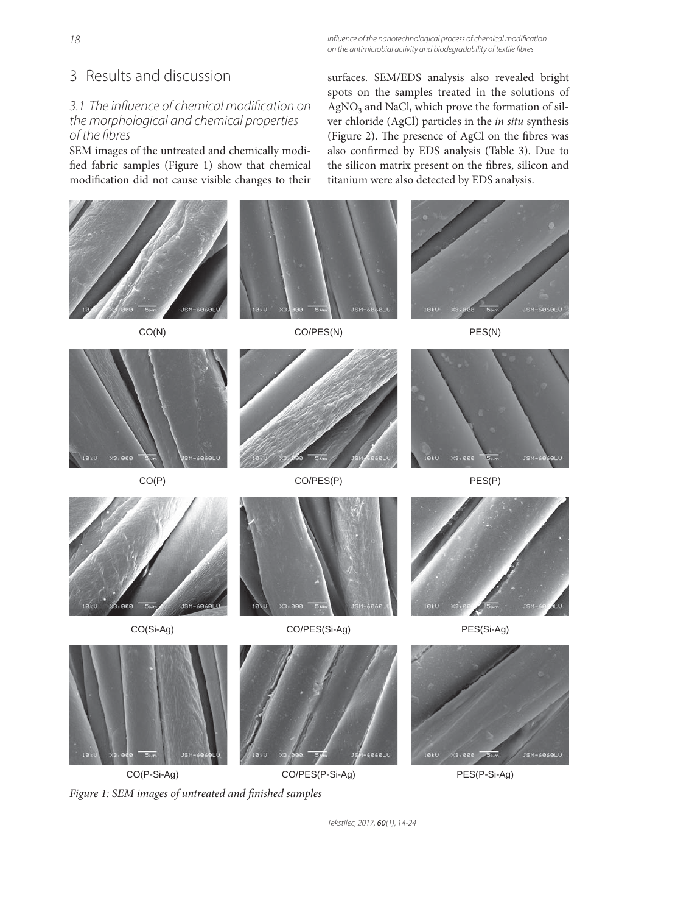# 3 Results and discussion

## 3.1 The influence of chemical modification on the morphological and chemical properties of the fibres

SEM images of the untreated and chemically modified fabric samples (Figure 1) show that chemical modification did not cause visible changes to their surfaces. SEM/EDS analysis also revealed bright spots on the samples treated in the solutions of $AgNO_3$ and NaCl, which prove the formation of silver chloride (AgCl) particles in the *in situ* synthesis (Figure 2). The presence of AgCl on the fibres was also confirmed by EDS analysis (Table 3). Due to the silicon matrix present on the fibres, silicon and titanium were also detected by EDS analysis.

CO(N) CO/PES(N) PES(N)

CO(P) CO/PES(P) PES(P)

CO(Si-Ag) CO/PES(Si-Ag) PES(Si-Ag)

CO(P-Si-Ag) CO/PES(P-Si-Ag) PES(P-Si-Ag)

*Figure 1: SEM images of untreated and finished samples*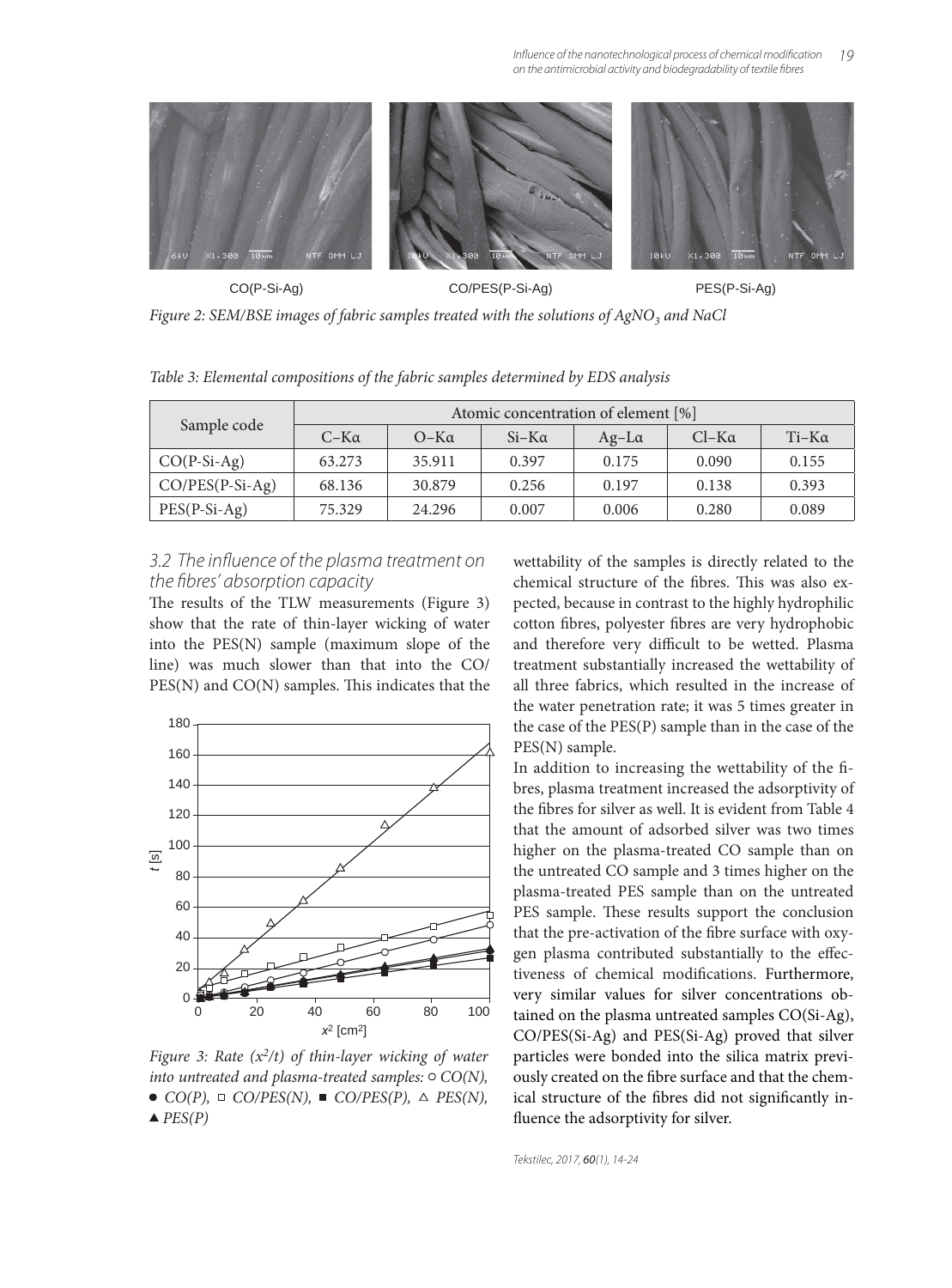CO(P-Si-Ag) CO/PES(P-Si-Ag) PES(P-Si-Ag)

*Figure 2: SEM/BSE images of fabric samples treated with the solutions of $AgNO_3$ and NaCl*

*Table 3: Elemental compositions of the fabric samples determined by EDS analysis*

| Sample code | Atomic concentration of element [%] | | | | | |
|---|---|---|---|---|---|---|
| | C–Kα | O–Kα | Si–Kα | Ag–Lα | Cl–Kα | Ti–Kα |
| CO(P-Si-Ag) | 63.273 | 35.911 | 0.397 | 0.175 | 0.090 | 0.155 |
| CO/PES(P-Si-Ag) | 68.136 | 30.879 | 0.256 | 0.197 | 0.138 | 0.393 |
| PES(P-Si-Ag) | 75.329 | 24.296 | 0.007 | 0.006 | 0.280 | 0.089 |

### 3.2 The influence of the plasma treatment on the fibres' absorption capacity

The results of the TLW measurements (Figure 3) show that the rate of thin-layer wicking of water into the PES(N) sample (maximum slope of the line) was much slower than that into the CO/PES(N) and CO(N) samples. This indicates that the wettability of the samples is directly related to the chemical structure of the fibres. This was also expected, because in contrast to the highly hydrophilic cotton fibres, polyester fibres are very hydrophobic and therefore very difficult to be wetted. Plasma treatment substantially increased the wettability of all three fabrics, which resulted in the increase of the water penetration rate; it was 5 times greater in the case of the PES(P) sample than in the case of the PES(N) sample.

*Figure 3: Rate ($x^2/t$) of thin-layer wicking of water into untreated and plasma-treated samples: ○ CO(N), ● CO(P), □ CO/PES(N), ■ CO/PES(P), △ PES(N), ▲ PES(P)*

In addition to increasing the wettability of the fibres, plasma treatment increased the adsorptivity of the fibres for silver as well. It is evident from Table 4 that the amount of adsorbed silver was two times higher on the plasma-treated CO sample than on the untreated CO sample and 3 times higher on the plasma-treated PES sample than on the untreated PES sample. These results support the conclusion that the pre-activation of the fibre surface with oxygen plasma contributed substantially to the effectiveness of chemical modifications. Furthermore, very similar values for silver concentrations obtained on the plasma untreated samples CO(Si-Ag), CO/PES(Si-Ag) and PES(Si-Ag) proved that silver particles were bonded into the silica matrix previously created on the fibre surface and that the chemical structure of the fibres did not significantly influence the adsorptivity for silver.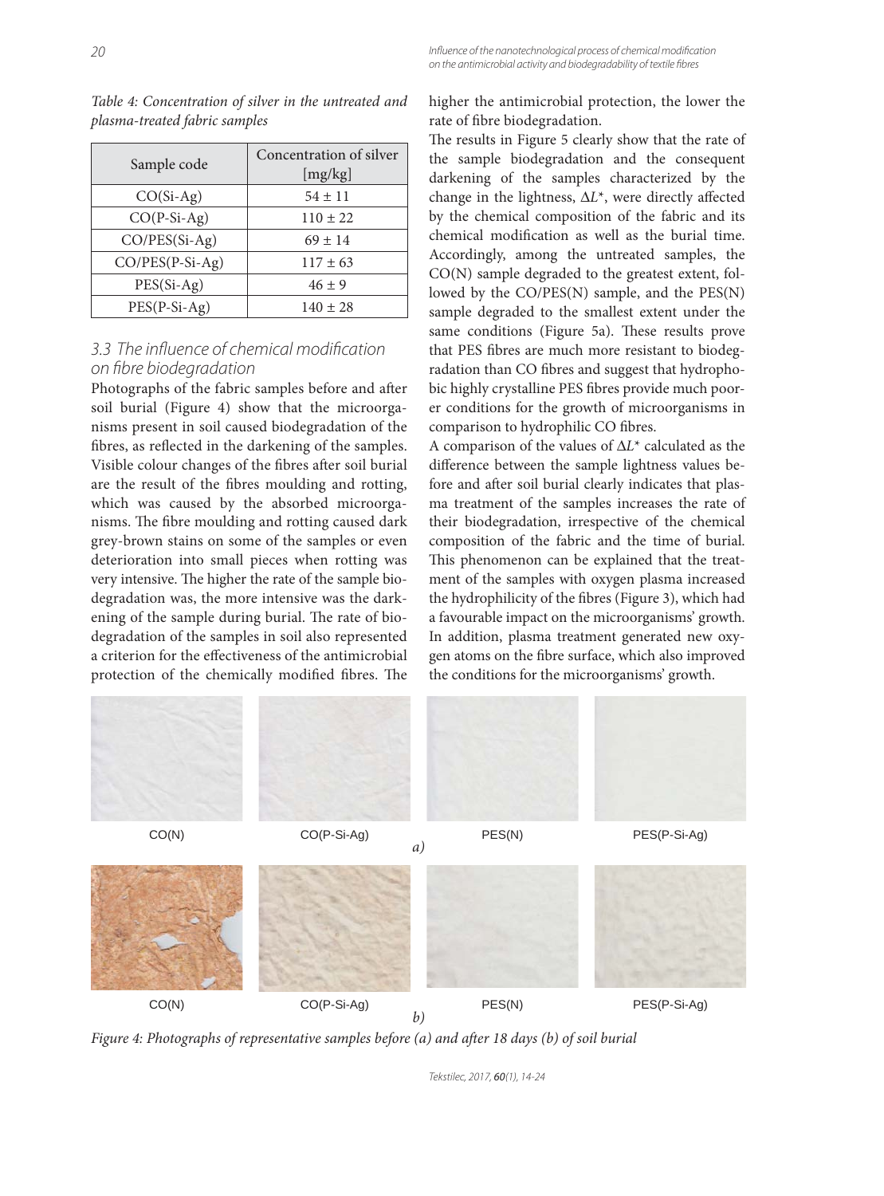*Table 4: Concentration of silver in the untreated and plasma-treated fabric samples*

| Sample code | Concentration of silver [mg/kg] |
|---|---|
| CO(Si-Ag) | 54 ± 11 |
| CO(P-Si-Ag) | 110 ± 22 |
| CO/PES(Si-Ag) | 69 ± 14 |
| CO/PES(P-Si-Ag) | 117 ± 63 |
| PES(Si-Ag) | 46 ± 9 |
| PES(P-Si-Ag) | 140 ± 28 |

## 3.3 The influence of chemical modification on fibre biodegradation

Photographs of the fabric samples before and after soil burial (Figure 4) show that the microorganisms present in soil caused biodegradation of the fibres, as reflected in the darkening of the samples. Visible colour changes of the fibres after soil burial are the result of the fibres moulding and rotting, which was caused by the absorbed microorganisms. The fibre moulding and rotting caused dark grey-brown stains on some of the samples or even deterioration into small pieces when rotting was very intensive. The higher the rate of the sample biodegradation was, the more intensive was the darkening of the sample during burial. The rate of biodegradation of the samples in soil also represented a criterion for the effectiveness of the antimicrobial protection of the chemically modified fibres. The higher the antimicrobial protection, the lower the rate of fibre biodegradation.

The results in Figure 5 clearly show that the rate of the sample biodegradation and the consequent darkening of the samples characterized by the change in the lightness, $\Delta L^*$, were directly affected by the chemical composition of the fabric and its chemical modification as well as the burial time. Accordingly, among the untreated samples, the CO(N) sample degraded to the greatest extent, followed by the CO/PES(N) sample, and the PES(N) sample degraded to the smallest extent under the same conditions (Figure 5a). These results prove that PES fibres are much more resistant to biodegradation than CO fibres and suggest that hydrophobic highly crystalline PES fibres provide much poorer conditions for the growth of microorganisms in comparison to hydrophilic CO fibres.

A comparison of the values of $\Delta L^*$ calculated as the difference between the sample lightness values before and after soil burial clearly indicates that plasma treatment of the samples increases the rate of their biodegradation, irrespective of the chemical composition of the fabric and the time of burial. This phenomenon can be explained that the treatment of the samples with oxygen plasma increased the hydrophilicity of the fibres (Figure 3), which had a favourable impact on the microorganisms' growth. In addition, plasma treatment generated new oxygen atoms on the fibre surface, which also improved the conditions for the microorganisms' growth.

CO(N) CO(P-Si-Ag) PES(N) PES(P-Si-Ag)

*a)*

CO(N) CO(P-Si-Ag) PES(N) PES(P-Si-Ag)

*b)*

*Figure 4: Photographs of representative samples before (a) and after 18 days (b) of soil burial*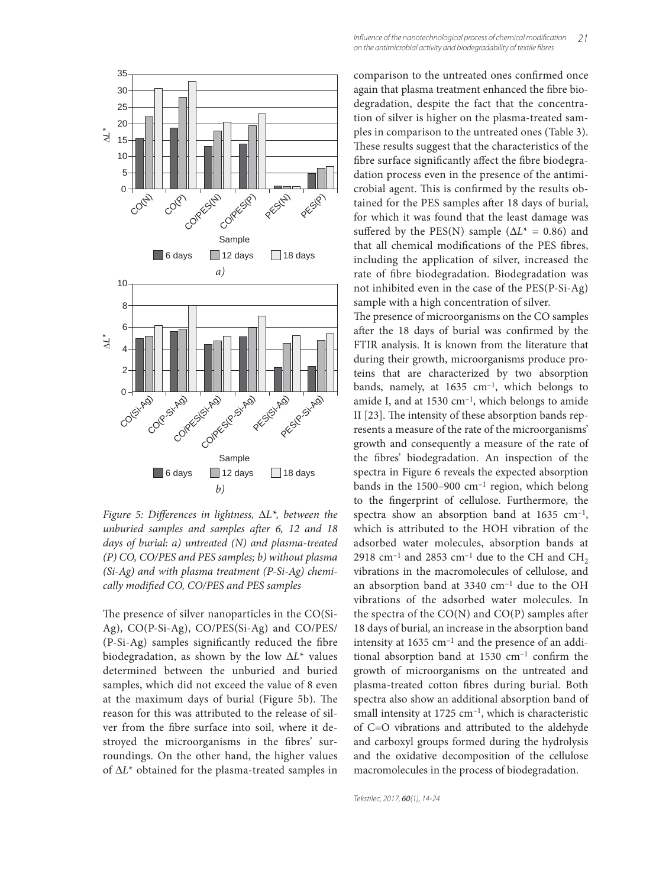Figure 5: Differences in lightness, $\Delta L^*$, between the unburied samples and samples after 6, 12 and 18 days of burial: a) untreated (N) and plasma-treated (P) CO, CO/PES and PES samples; b) without plasma (Si-Ag) and with plasma treatment (P-Si-Ag) chemically modified CO, CO/PES and PES samples

The presence of silver nanoparticles in the CO(Si-Ag), CO(P-Si-Ag), CO/PES(Si-Ag) and CO/PES/(P-Si-Ag) samples significantly reduced the fibre biodegradation, as shown by the low $\Delta L^*$ values determined between the unburied and buried samples, which did not exceed the value of 8 even at the maximum days of burial (Figure 5b). The reason for this was attributed to the release of silver from the fibre surface into soil, where it destroyed the microorganisms in the fibres' surroundings. On the other hand, the higher values of $\Delta L^*$ obtained for the plasma-treated samples in comparison to the untreated ones confirmed once again that plasma treatment enhanced the fibre biodegradation, despite the fact that the concentration of silver is higher on the plasma-treated samples in comparison to the untreated ones (Table 3). These results suggest that the characteristics of the fibre surface significantly affect the fibre biodegradation process even in the presence of the antimicrobial agent. This is confirmed by the results obtained for the PES samples after 18 days of burial, for which it was found that the least damage was suffered by the PES(N) sample ($\Delta L^* = 0.86$) and that all chemical modifications of the PES fibres, including the application of silver, increased the rate of fibre biodegradation. Biodegradation was not inhibited even in the case of the PES(P-Si-Ag) sample with a high concentration of silver.

The presence of microorganisms on the CO samples after the 18 days of burial was confirmed by the FTIR analysis. It is known from the literature that during their growth, microorganisms produce proteins that are characterized by two absorption bands, namely, at 1635 $cm^{-1}$, which belongs to amide I, and at 1530 $cm^{-1}$, which belongs to amide II [23]. The intensity of these absorption bands represents a measure of the rate of the microorganisms' growth and consequently a measure of the rate of the fibres' biodegradation. An inspection of the spectra in Figure 6 reveals the expected absorption bands in the 1500–900 $cm^{-1}$ region, which belong to the fingerprint of cellulose. Furthermore, the spectra show an absorption band at 1635 $cm^{-1}$, which is attributed to the HOH vibration of the adsorbed water molecules, absorption bands at 2918 $cm^{-1}$ and 2853 $cm^{-1}$ due to the CH and $CH_2$ vibrations in the macromolecules of cellulose, and an absorption band at 3340 $cm^{-1}$ due to the OH vibrations of the adsorbed water molecules. In the spectra of the CO(N) and CO(P) samples after 18 days of burial, an increase in the absorption band intensity at 1635 $cm^{-1}$ and the presence of an additional absorption band at 1530 $cm^{-1}$ confirm the growth of microorganisms on the untreated and plasma-treated cotton fibres during burial. Both spectra also show an additional absorption band of small intensity at 1725 $cm^{-1}$, which is characteristic of C=O vibrations and attributed to the aldehyde and carboxyl groups formed during the hydrolysis and the oxidative decomposition of the cellulose macromolecules in the process of biodegradation.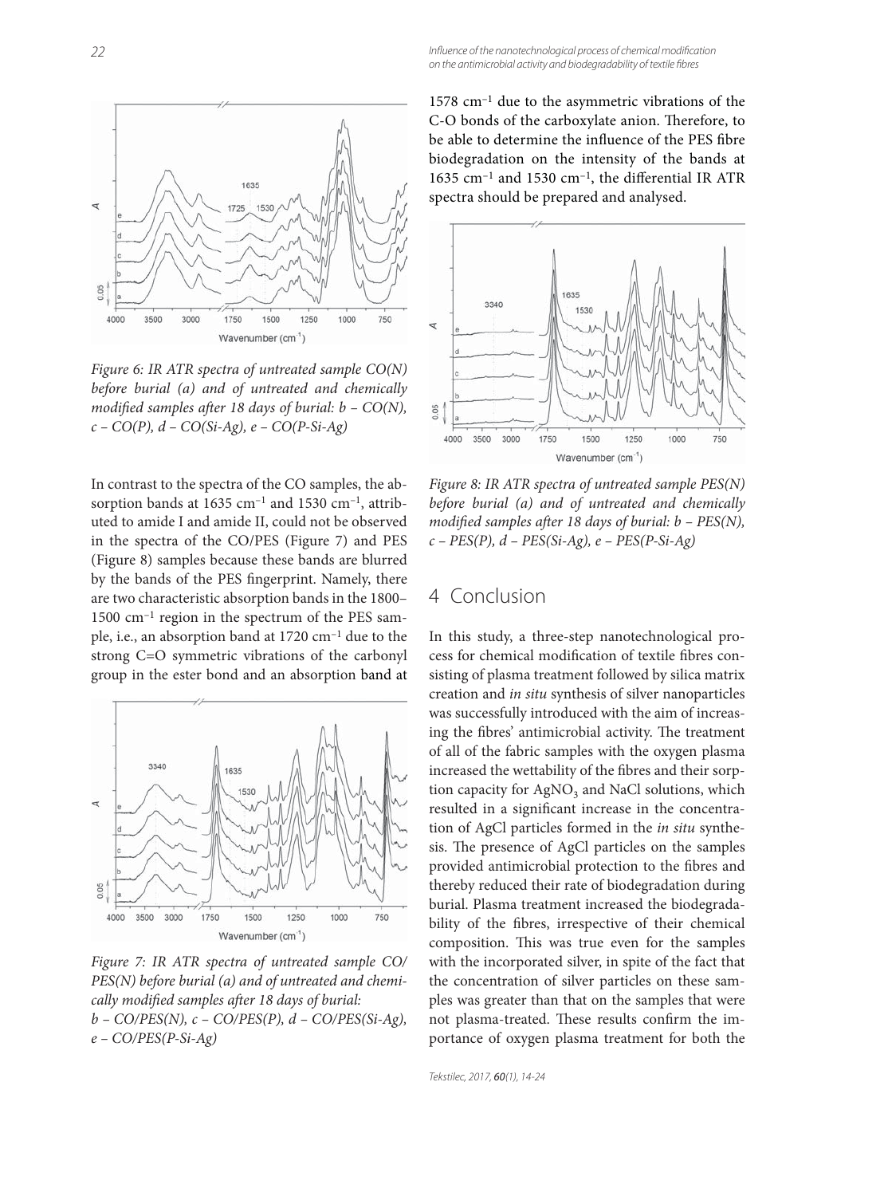Figure 6: IR ATR spectra of untreated sample CO(N) before burial (a) and of untreated and chemically modified samples after 18 days of burial: b – CO(N), c – CO(P), d – CO(Si-Ag), e – CO(P-Si-Ag)

In contrast to the spectra of the CO samples, the absorption bands at 1635 $cm^{-1}$ and 1530 $cm^{-1}$, attributed to amide I and amide II, could not be observed in the spectra of the CO/PES (Figure 7) and PES (Figure 8) samples because these bands are blurred by the bands of the PES fingerprint. Namely, there are two characteristic absorption bands in the 1800–1500 $cm^{-1}$ region in the spectrum of the PES sample, i.e., an absorption band at 1720 $cm^{-1}$ due to the strong C=O symmetric vibrations of the carbonyl group in the ester bond and an absorption band at 1578 $cm^{-1}$ due to the asymmetric vibrations of the C-O bonds of the carboxylate anion. Therefore, to be able to determine the influence of the PES fibre biodegradation on the intensity of the bands at 1635 $cm^{-1}$ and 1530 $cm^{-1}$, the differential IR ATR spectra should be prepared and analysed.

Figure 7: IR ATR spectra of untreated sample CO/PES(N) before burial (a) and of untreated and chemically modified samples after 18 days of burial: b – CO/PES(N), c – CO/PES(P), d – CO/PES(Si-Ag), e – CO/PES(P-Si-Ag)

Figure 8: IR ATR spectra of untreated sample PES(N) before burial (a) and of untreated and chemically modified samples after 18 days of burial: b – PES(N), c – PES(P), d – PES(Si-Ag), e – PES(P-Si-Ag)

## 4 Conclusion

In this study, a three-step nanotechnological process for chemical modification of textile fibres consisting of plasma treatment followed by silica matrix creation and *in situ* synthesis of silver nanoparticles was successfully introduced with the aim of increasing the fibres' antimicrobial activity. The treatment of all of the fabric samples with the oxygen plasma increased the wettability of the fibres and their sorption capacity for $AgNO_3$ and NaCl solutions, which resulted in a significant increase in the concentration of AgCl particles formed in the *in situ* synthesis. The presence of AgCl particles on the samples provided antimicrobial protection to the fibres and thereby reduced their rate of biodegradation during burial. Plasma treatment increased the biodegradability of the fibres, irrespective of their chemical composition. This was true even for the samples with the incorporated silver, in spite of the fact that the concentration of silver particles on these samples was greater than that on the samples that were not plasma-treated. These results confirm the importance of oxygen plasma treatment for both the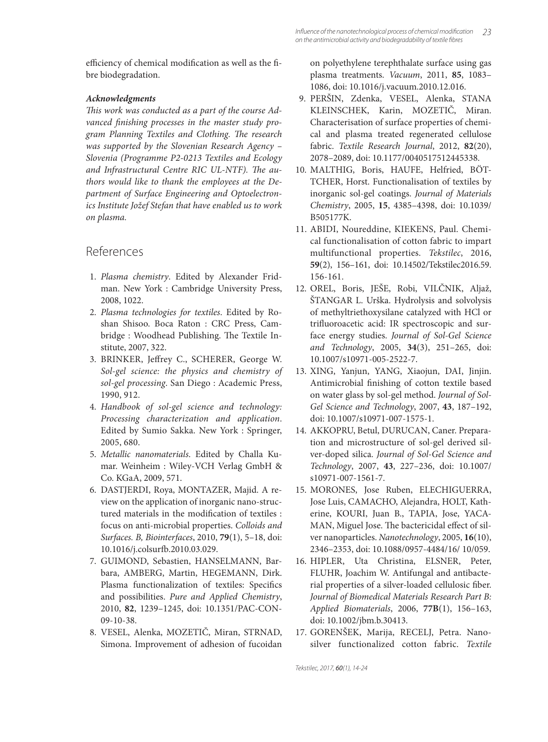efficiency of chemical modification as well as the fibre biodegradation.

#### *Acknowledgments*

*This work was conducted as a part of the course Advanced finishing processes in the master study program Planning Textiles and Clothing. The research was supported by the Slovenian Research Agency – Slovenia (Programme P2-0213 Textiles and Ecology and Infrastructural Centre RIC UL-NTF). The authors would like to thank the employees at the Department of Surface Engineering and Optoelectronics Institute Jožef Stefan that have enabled us to work on plasma.*

## References

1. *Plasma chemistry*. Edited by Alexander Fridman. New York : Cambridge University Press, 2008, 1022.
2. *Plasma technologies for textiles*. Edited by Roshan Shisoo. Boca Raton : CRC Press, Cambridge : Woodhead Publishing. The Textile Institute, 2007, 322.
3. BRINKER, Jeffrey C., SCHERER, George W. *Sol-gel science: the physics and chemistry of sol-gel processing*. San Diego : Academic Press, 1990, 912.
4. *Handbook of sol-gel science and technology: Processing characterization and application*. Edited by Sumio Sakka. New York : Springer, 2005, 680.
5. *Metallic nanomaterials*. Edited by Challa Kumar. Weinheim : Wiley-VCH Verlag GmbH & Co. KGaA, 2009, 571.
6. DASTJERDI, Roya, MONTAZER, Majid. A review on the application of inorganic nano-structured materials in the modification of textiles : focus on anti-microbial properties. *Colloids and Surfaces. B, Biointerfaces*, 2010, **79**(1), 5–18, doi: 10.1016/j.colsurfb.2010.03.029.
7. GUIMOND, Sebastien, HANSELMANN, Barbara, AMBERG, Martin, HEGEMANN, Dirk. Plasma functionalization of textiles: Specifics and possibilities. *Pure and Applied Chemistry*, 2010, **82**, 1239–1245, doi: 10.1351/PAC-CON-09-10-38.
8. VESEL, Alenka, MOZETIČ, Miran, STRNAD, Simona. Improvement of adhesion of fucoidan on polyethylene terephthalate surface using gas plasma treatments. *Vacuum*, 2011, **85**, 1083–1086, doi: 10.1016/j.vacuum.2010.12.016.
9. PERŠIN, Zdenka, VESEL, Alenka, STANA KLEINSCHEK, Karin, MOZETIČ, Miran. Characterisation of surface properties of chemical and plasma treated regenerated cellulose fabric. *Textile Research Journal*, 2012, **82**(20), 2078–2089, doi: 10.1177/0040517512445338.
10. MALTHIG, Boris, HAUFE, Helfried, BÖTTCHER, Horst. Functionalisation of textiles by inorganic sol-gel coatings. *Journal of Materials Chemistry*, 2005, **15**, 4385–4398, doi: 10.1039/B505177K.
11. ABIDI, Noureddine, KIEKENS, Paul. Chemical functionalisation of cotton fabric to impart multifunctional properties. *Tekstilec*, 2016, **59**(2), 156–161, doi: 10.14502/Tekstilec2016.59.156-161.
12. OREL, Boris, JEŠE, Robi, VILČNIK, Aljaž, ŠTANGAR L. Urška. Hydrolysis and solvolysis of methyltriethoxysilane catalyzed with HCl or trifluoroacetic acid: IR spectroscopic and surface energy studies. *Journal of Sol-Gel Science and Technology*, 2005, **34**(3), 251–265, doi: 10.1007/s10971-005-2522-7.
13. XING, Yanjun, YANG, Xiaojun, DAI, Jinjin. Antimicrobial finishing of cotton textile based on water glass by sol-gel method. *Journal of Sol-Gel Science and Technology*, 2007, **43**, 187–192, doi: 10.1007/s10971-007-1575-1.
14. AKKOPRU, Betul, DURUCAN, Caner. Preparation and microstructure of sol-gel derived silver-doped silica. *Journal of Sol-Gel Science and Technology*, 2007, **43**, 227–236, doi: 10.1007/s10971-007-1561-7.
15. MORONES, Jose Ruben, ELECHIGUERRA, Jose Luis, CAMACHO, Alejandra, HOLT, Katherine, KOURI, Juan B., TAPIA, Jose, YACAMAN, Miguel Jose. The bactericidal effect of silver nanoparticles. *Nanotechnology*, 2005, **16**(10), 2346–2353, doi: 10.1088/0957-4484/16/ 10/059.
16. HIPLER, Uta Christina, ELSNER, Peter, FLUHR, Joachim W. Antifungal and antibacterial properties of a silver-loaded cellulosic fiber. *Journal of Biomedical Materials Research Part B: Applied Biomaterials*, 2006, **77B**(1), 156–163, doi: 10.1002/jbm.b.30413.
17. GORENŠEK, Marija, RECELJ, Petra. Nanosilver functionalized cotton fabric. *Textile*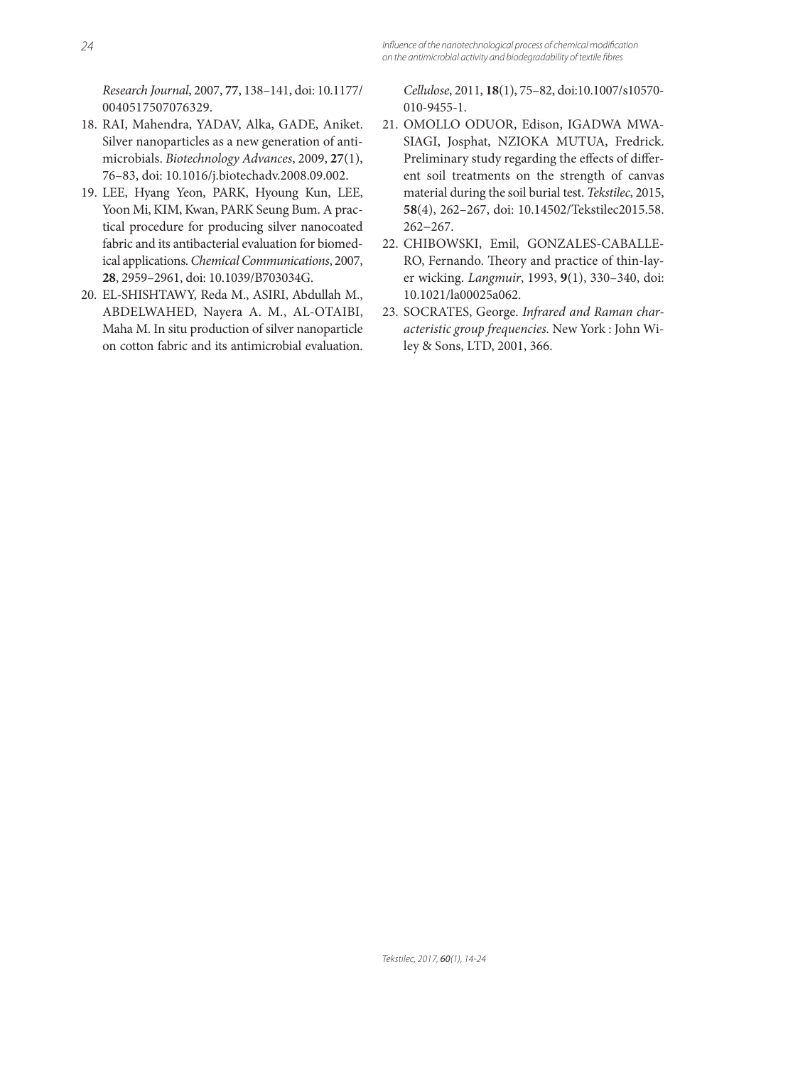*Research Journal*, 2007, **77**, 138–141, doi: 10.1177/0040517507076329.

18. RAI, Mahendra, YADAV, Alka, GADE, Aniket. Silver nanoparticles as a new generation of antimicrobials. *Biotechnology Advances*, 2009, **27**(1), 76–83, doi: 10.1016/j.biotechadv.2008.09.002.
19. LEE, Hyang Yeon, PARK, Hyoung Kun, LEE, Yoon Mi, KIM, Kwan, PARK Seung Bum. A practical procedure for producing silver nanocoated fabric and its antibacterial evaluation for biomedical applications. *Chemical Communications*, 2007, **28**, 2959–2961, doi: 10.1039/B703034G.
20. EL-SHISHTAWY, Reda M., ASIRI, Abdullah M., ABDELWAHED, Nayera A. M., AL-OTAIBI, Maha M. In situ production of silver nanoparticle on cotton fabric and its antimicrobial evaluation. *Cellulose*, 2011, **18**(1), 75–82, doi:10.1007/s10570-010-9455-1.
21. OMOLLO ODUOR, Edison, IGADWA MWASIAGI, Josphat, NZIOKA MUTUA, Fredrick. Preliminary study regarding the effects of different soil treatments on the strength of canvas material during the soil burial test. *Tekstilec*, 2015, **58**(4), 262–267, doi: 10.14502/Tekstilec2015.58.262−267.
22. CHIBOWSKI, Emil, GONZALES-CABALLERO, Fernando. Theory and practice of thin-layer wicking. *Langmuir*, 1993, **9**(1), 330–340, doi: 10.1021/la00025a062.
23. SOCRATES, George. *Infrared and Raman characteristic group frequencies*. New York : John Wiley & Sons, LTD, 2001, 366.